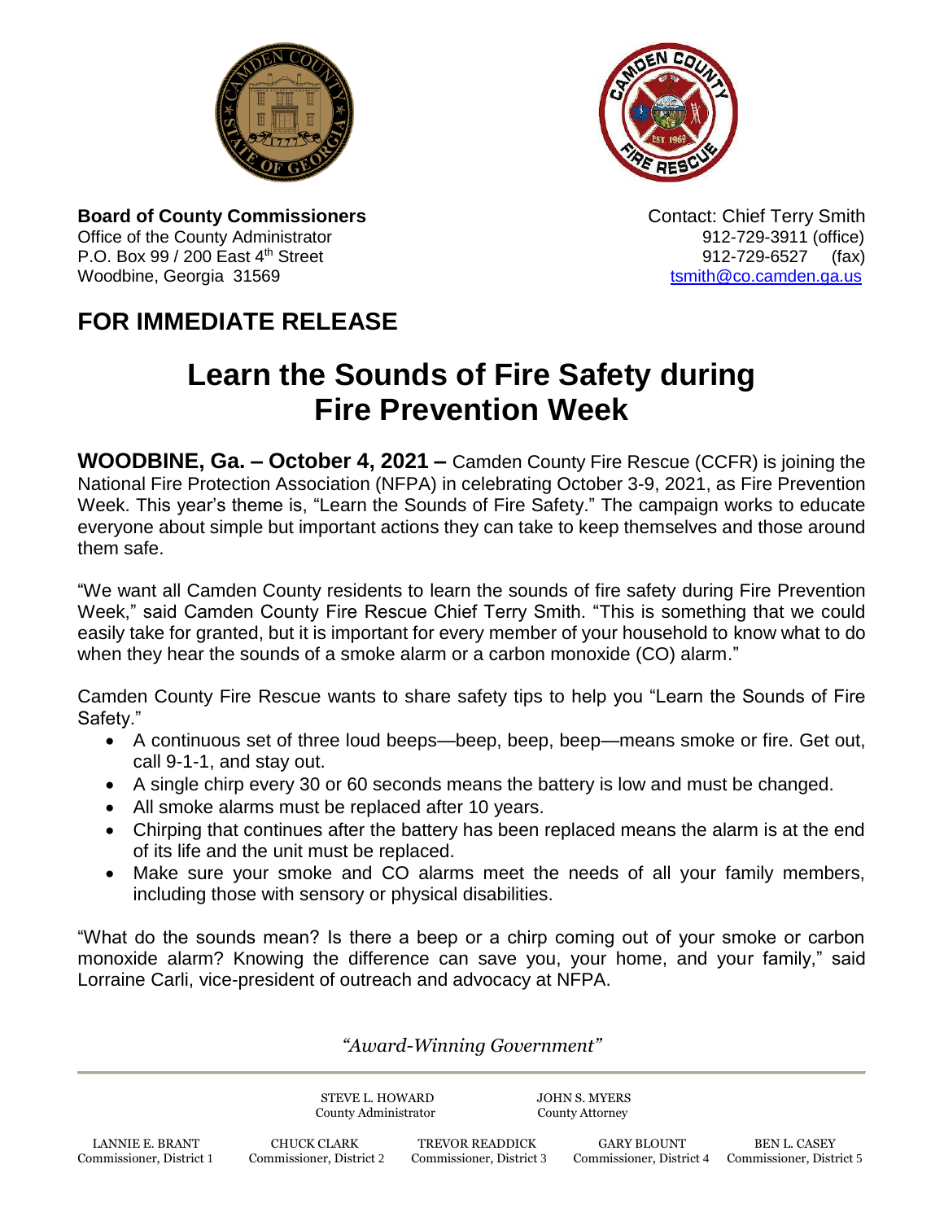**Board of County Commissioners**
Office of the County Administrator
P.O. Box 99 / 200 East 4th Street
Woodbine, Georgia 31569

Contact: Chief Terry Smith
912-729-3911 (office)
912-729-6527 (fax)
tsmith@co.camden.ga.us

## FOR IMMEDIATE RELEASE

# Learn the Sounds of Fire Safety during Fire Prevention Week

**WOODBINE, Ga. – October 4, 2021 –** Camden County Fire Rescue (CCFR) is joining the National Fire Protection Association (NFPA) in celebrating October 3-9, 2021, as Fire Prevention Week. This year's theme is, "Learn the Sounds of Fire Safety." The campaign works to educate everyone about simple but important actions they can take to keep themselves and those around them safe.

"We want all Camden County residents to learn the sounds of fire safety during Fire Prevention Week," said Camden County Fire Rescue Chief Terry Smith. "This is something that we could easily take for granted, but it is important for every member of your household to know what to do when they hear the sounds of a smoke alarm or a carbon monoxide (CO) alarm."

Camden County Fire Rescue wants to share safety tips to help you "Learn the Sounds of Fire Safety."

- A continuous set of three loud beeps—beep, beep, beep—means smoke or fire. Get out, call 9-1-1, and stay out.
- A single chirp every 30 or 60 seconds means the battery is low and must be changed.
- All smoke alarms must be replaced after 10 years.
- Chirping that continues after the battery has been replaced means the alarm is at the end of its life and the unit must be replaced.
- Make sure your smoke and CO alarms meet the needs of all your family members, including those with sensory or physical disabilities.

"What do the sounds mean? Is there a beep or a chirp coming out of your smoke or carbon monoxide alarm? Knowing the difference can save you, your home, and your family," said Lorraine Carli, vice-president of outreach and advocacy at NFPA.

*"Award-Winning Government"*

STEVE L. HOWARD, County Administrator
JOHN S. MYERS, County Attorney

LANNIE E. BRANT, Commissioner, District 1
CHUCK CLARK, Commissioner, District 2
TREVOR READDICK, Commissioner, District 3
GARY BLOUNT, Commissioner, District 4
BEN L. CASEY, Commissioner, District 5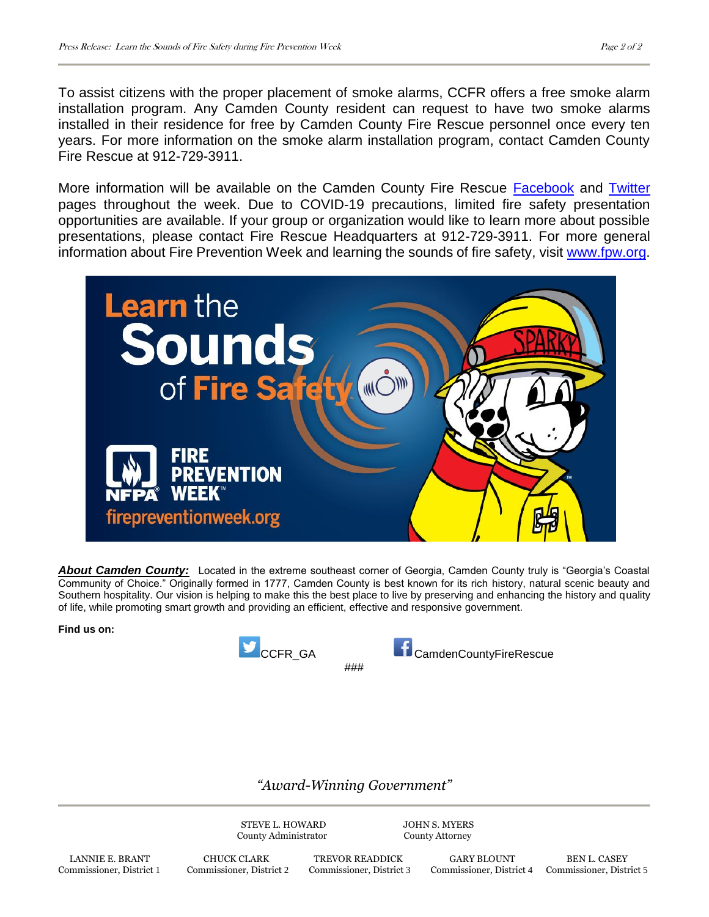To assist citizens with the proper placement of smoke alarms, CCFR offers a free smoke alarm installation program. Any Camden County resident can request to have two smoke alarms installed in their residence for free by Camden County Fire Rescue personnel once every ten years. For more information on the smoke alarm installation program, contact Camden County Fire Rescue at 912-729-3911.

More information will be available on the Camden County Fire Rescue Facebook and Twitter pages throughout the week. Due to COVID-19 precautions, limited fire safety presentation opportunities are available. If your group or organization would like to learn more about possible presentations, please contact Fire Rescue Headquarters at 912-729-3911. For more general information about Fire Prevention Week and learning the sounds of fire safety, visit www.fpw.org.

***About Camden County:*** Located in the extreme southeast corner of Georgia, Camden County truly is "Georgia's Coastal Community of Choice." Originally formed in 1777, Camden County is best known for its rich history, natural scenic beauty and Southern hospitality. Our vision is helping to make this the best place to live by preserving and enhancing the history and quality of life, while promoting smart growth and providing an efficient, effective and responsive government.

**Find us on:**

CCFR_GA    CamdenCountyFireRescue

###

*"Award-Winning Government"*

STEVE L. HOWARD
County Administrator

JOHN S. MYERS
County Attorney

LANNIE E. BRANT
Commissioner, District 1

CHUCK CLARK
Commissioner, District 2

TREVOR READDICK
Commissioner, District 3

GARY BLOUNT
Commissioner, District 4

BEN L. CASEY
Commissioner, District 5